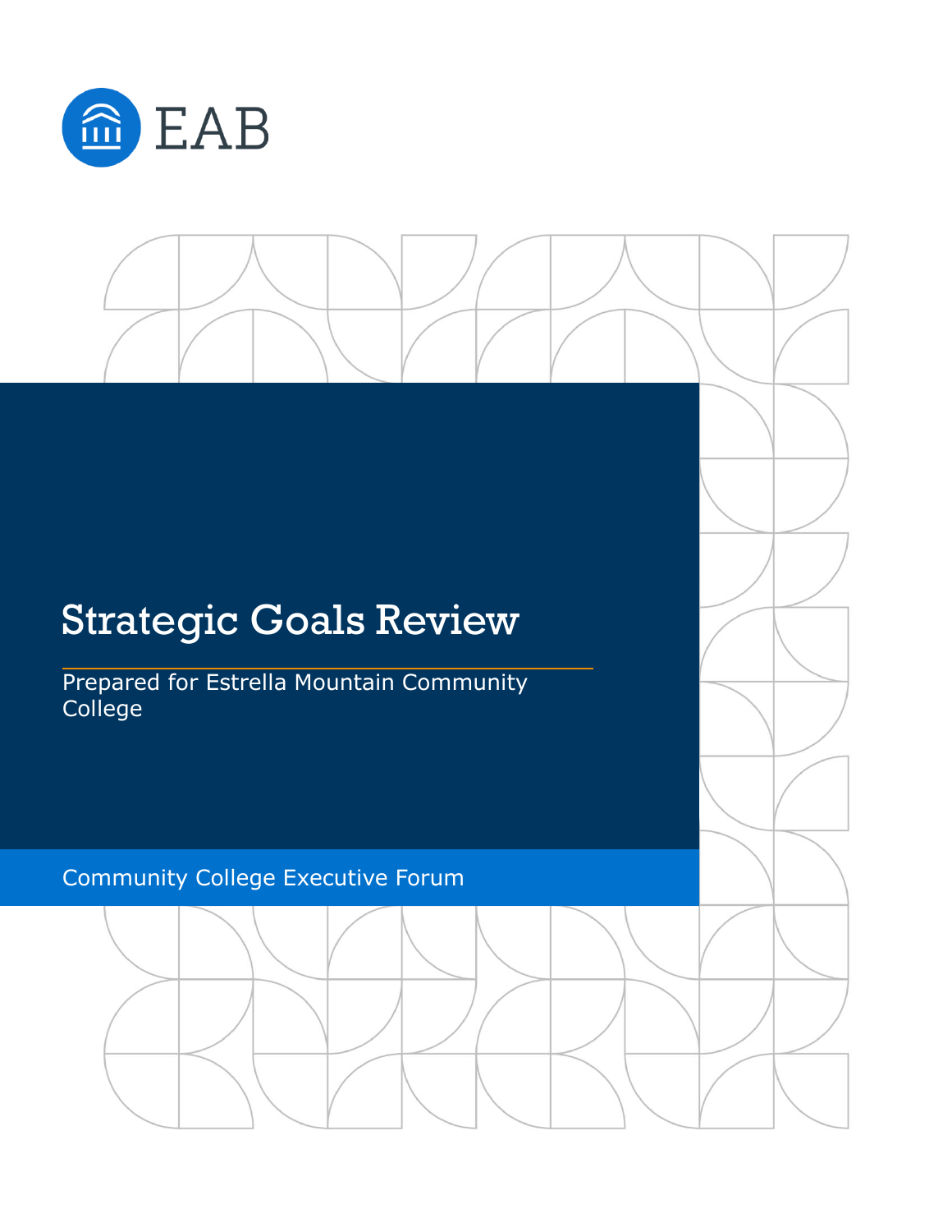EAB

# Strategic Goals Review

Prepared for Estrella Mountain Community College

Community College Executive Forum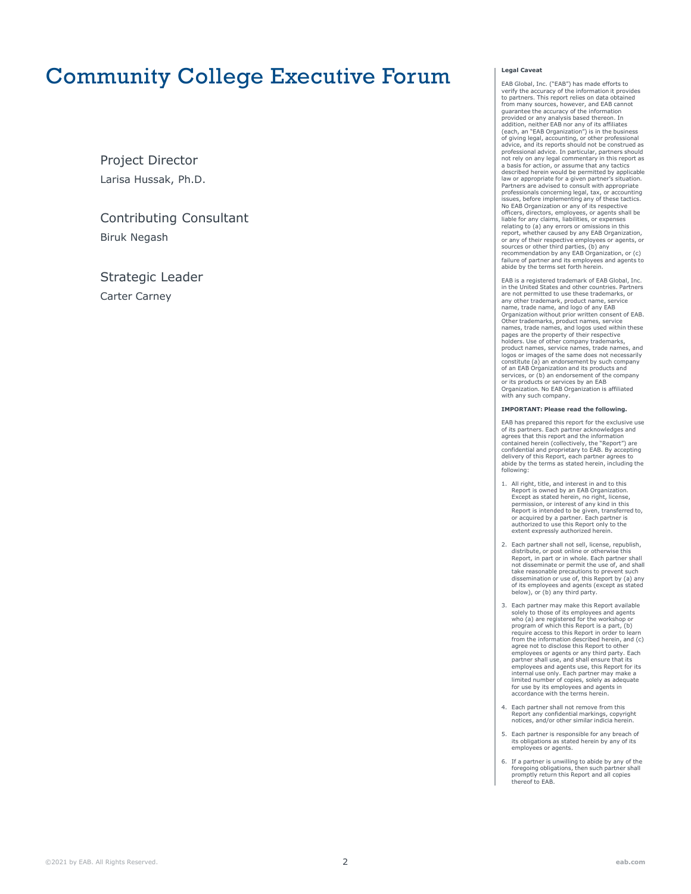# Community College Executive Forum

### Project Director

Larisa Hussak, Ph.D.

### Contributing Consultant

Biruk Negash

### Strategic Leader

Carter Carney

**Legal Caveat**

EAB Global, Inc. ("EAB") has made efforts to verify the accuracy of the information it provides to partners. This report relies on data obtained from many sources, however, and EAB cannot guarantee the accuracy of the information provided or any analysis based thereon. In addition, neither EAB nor any of its affiliates (each, an "EAB Organization") is in the business of giving legal, accounting, or other professional advice, and its reports should not be construed as professional advice. In particular, partners should not rely on any legal commentary in this report as a basis for action, or assume that any tactics described herein would be permitted by applicable law or appropriate for a given partner's situation. Partners are advised to consult with appropriate professionals concerning legal, tax, or accounting issues, before implementing any of these tactics. No EAB Organization or any of its respective officers, directors, employees, or agents shall be liable for any claims, liabilities, or expenses relating to (a) any errors or omissions in this report, whether caused by any EAB Organization, or any of their respective employees or agents, or sources or other third parties, (b) any recommendation by any EAB Organization, or (c) failure of partner and its employees and agents to abide by the terms set forth herein.

EAB is a registered trademark of EAB Global, Inc. in the United States and other countries. Partners are not permitted to use these trademarks, or any other trademark, product name, service name, trade name, and logo of any EAB Organization without prior written consent of EAB. Other trademarks, product names, service names, trade names, and logos used within these pages are the property of their respective holders. Use of other company trademarks, product names, service names, trade names, and logos or images of the same does not necessarily constitute (a) an endorsement by such company of an EAB Organization and its products and services, or (b) an endorsement of the company or its products or services by an EAB Organization. No EAB Organization is affiliated with any such company.

**IMPORTANT: Please read the following.**

EAB has prepared this report for the exclusive use of its partners. Each partner acknowledges and agrees that this report and the information contained herein (collectively, the "Report") are confidential and proprietary to EAB. By accepting delivery of this Report, each partner agrees to abide by the terms as stated herein, including the following:

1. All right, title, and interest in and to this Report is owned by an EAB Organization. Except as stated herein, no right, license, permission, or interest of any kind in this Report is intended to be given, transferred to, or acquired by a partner. Each partner is authorized to use this Report only to the extent expressly authorized herein.
2. Each partner shall not sell, license, republish, distribute, or post online or otherwise this Report, in part or in whole. Each partner shall not disseminate or permit the use of, and shall take reasonable precautions to prevent such dissemination or use of, this Report by (a) any of its employees and agents (except as stated below), or (b) any third party.
3. Each partner may make this Report available solely to those of its employees and agents who (a) are registered for the workshop or program of which this Report is a part, (b) require access to this Report in order to learn from the information described herein, and (c) agree not to disclose this Report to other employees or agents or any third party. Each partner shall use, and shall ensure that its employees and agents use, this Report for its internal use only. Each partner may make a limited number of copies, solely as adequate for use by its employees and agents in accordance with the terms herein.
4. Each partner shall not remove from this Report any confidential markings, copyright notices, and/or other similar indicia herein.
5. Each partner is responsible for any breach of its obligations as stated herein by any of its employees or agents.
6. If a partner is unwilling to abide by any of the foregoing obligations, then such partner shall promptly return this Report and all copies thereof to EAB.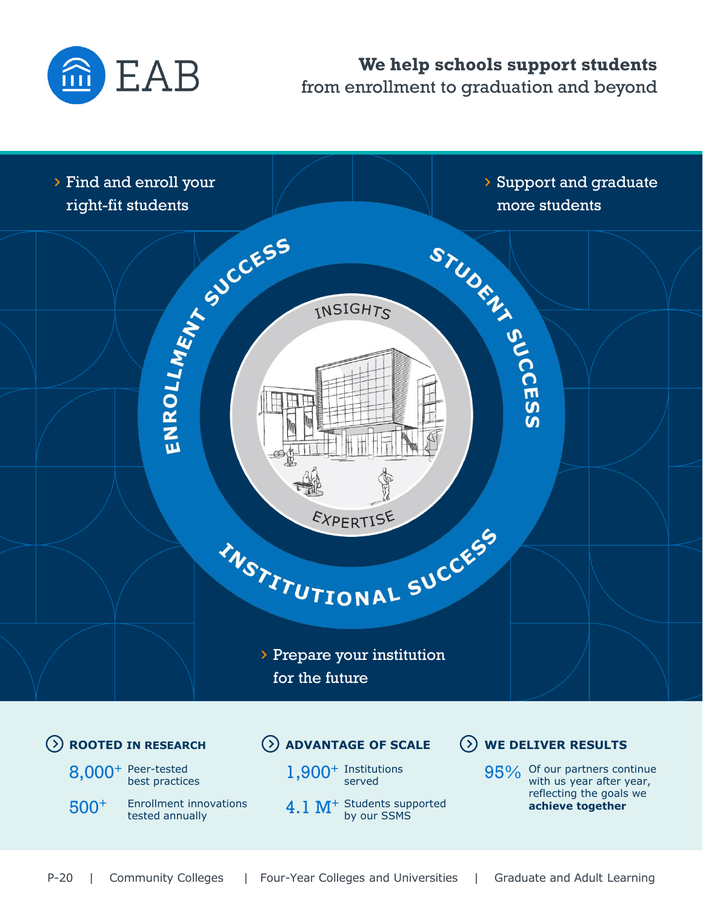EAB

**We help schools support students**
from enrollment to graduation and beyond

› Find and enroll your right-fit students

› Support and graduate more students

ENROLLMENT SUCCESS

STUDENT SUCCESS

INSIGHTS

EXPERTISE

INSTITUTIONAL SUCCESS

› Prepare your institution for the future

### ROOTED IN RESEARCH

8,000+ Peer-tested best practices

500+ Enrollment innovations tested annually

### ADVANTAGE OF SCALE

1,900+ Institutions served

4.1 M+ Students supported by our SSMS

### WE DELIVER RESULTS

95% Of our partners continue with us year after year, reflecting the goals we **achieve together**

P-20 | Community Colleges | Four-Year Colleges and Universities | Graduate and Adult Learning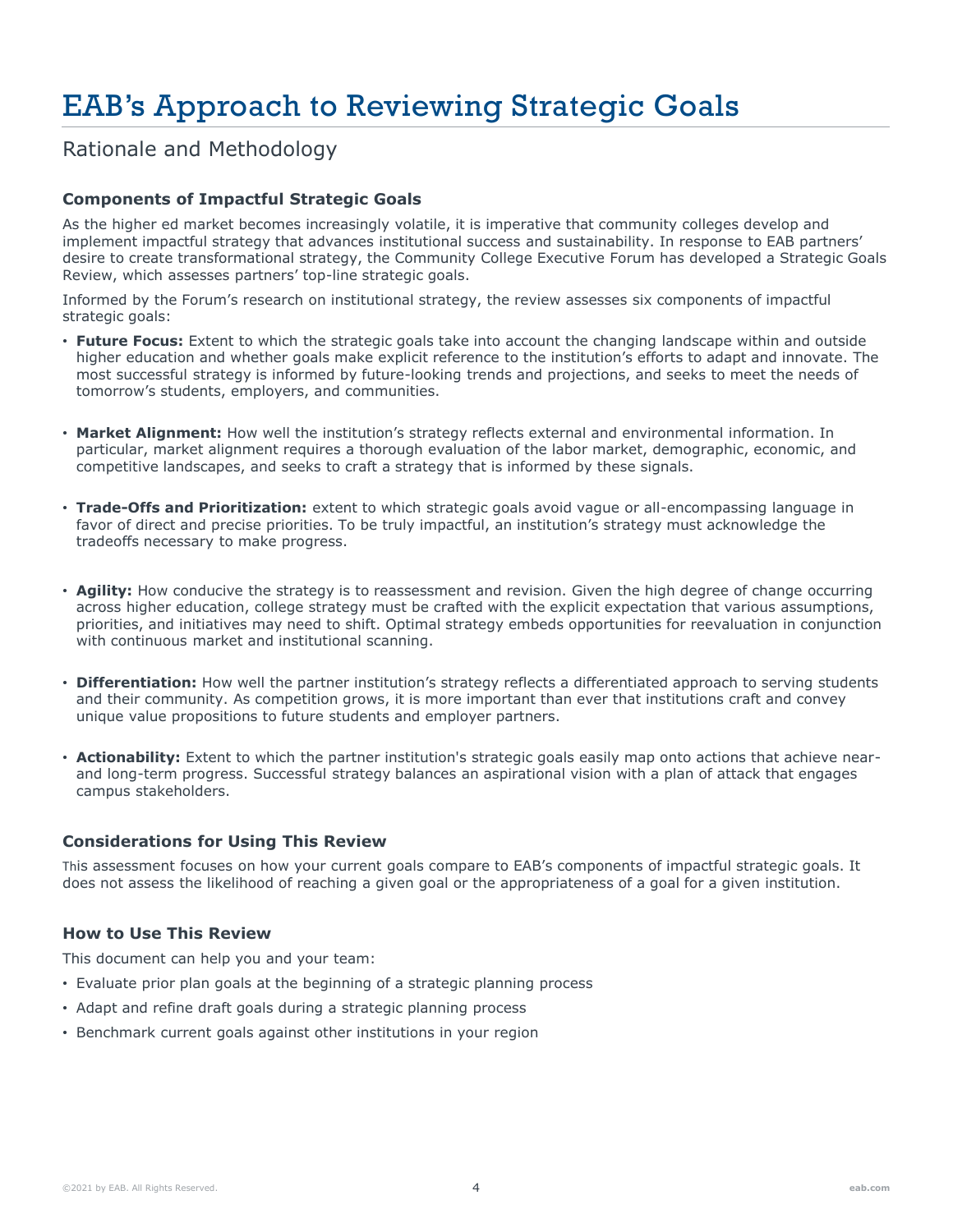# EAB's Approach to Reviewing Strategic Goals

## Rationale and Methodology

### Components of Impactful Strategic Goals

As the higher ed market becomes increasingly volatile, it is imperative that community colleges develop and implement impactful strategy that advances institutional success and sustainability. In response to EAB partners' desire to create transformational strategy, the Community College Executive Forum has developed a Strategic Goals Review, which assesses partners' top-line strategic goals.

Informed by the Forum's research on institutional strategy, the review assesses six components of impactful strategic goals:

- **Future Focus:** Extent to which the strategic goals take into account the changing landscape within and outside higher education and whether goals make explicit reference to the institution's efforts to adapt and innovate. The most successful strategy is informed by future-looking trends and projections, and seeks to meet the needs of tomorrow's students, employers, and communities.
- **Market Alignment:** How well the institution's strategy reflects external and environmental information. In particular, market alignment requires a thorough evaluation of the labor market, demographic, economic, and competitive landscapes, and seeks to craft a strategy that is informed by these signals.
- **Trade-Offs and Prioritization:** extent to which strategic goals avoid vague or all-encompassing language in favor of direct and precise priorities. To be truly impactful, an institution's strategy must acknowledge the tradeoffs necessary to make progress.
- **Agility:** How conducive the strategy is to reassessment and revision. Given the high degree of change occurring across higher education, college strategy must be crafted with the explicit expectation that various assumptions, priorities, and initiatives may need to shift. Optimal strategy embeds opportunities for reevaluation in conjunction with continuous market and institutional scanning.
- **Differentiation:** How well the partner institution's strategy reflects a differentiated approach to serving students and their community. As competition grows, it is more important than ever that institutions craft and convey unique value propositions to future students and employer partners.
- **Actionability:** Extent to which the partner institution's strategic goals easily map onto actions that achieve near- and long-term progress. Successful strategy balances an aspirational vision with a plan of attack that engages campus stakeholders.

### Considerations for Using This Review

This assessment focuses on how your current goals compare to EAB's components of impactful strategic goals. It does not assess the likelihood of reaching a given goal or the appropriateness of a goal for a given institution.

### How to Use This Review

This document can help you and your team:

- Evaluate prior plan goals at the beginning of a strategic planning process
- Adapt and refine draft goals during a strategic planning process
- Benchmark current goals against other institutions in your region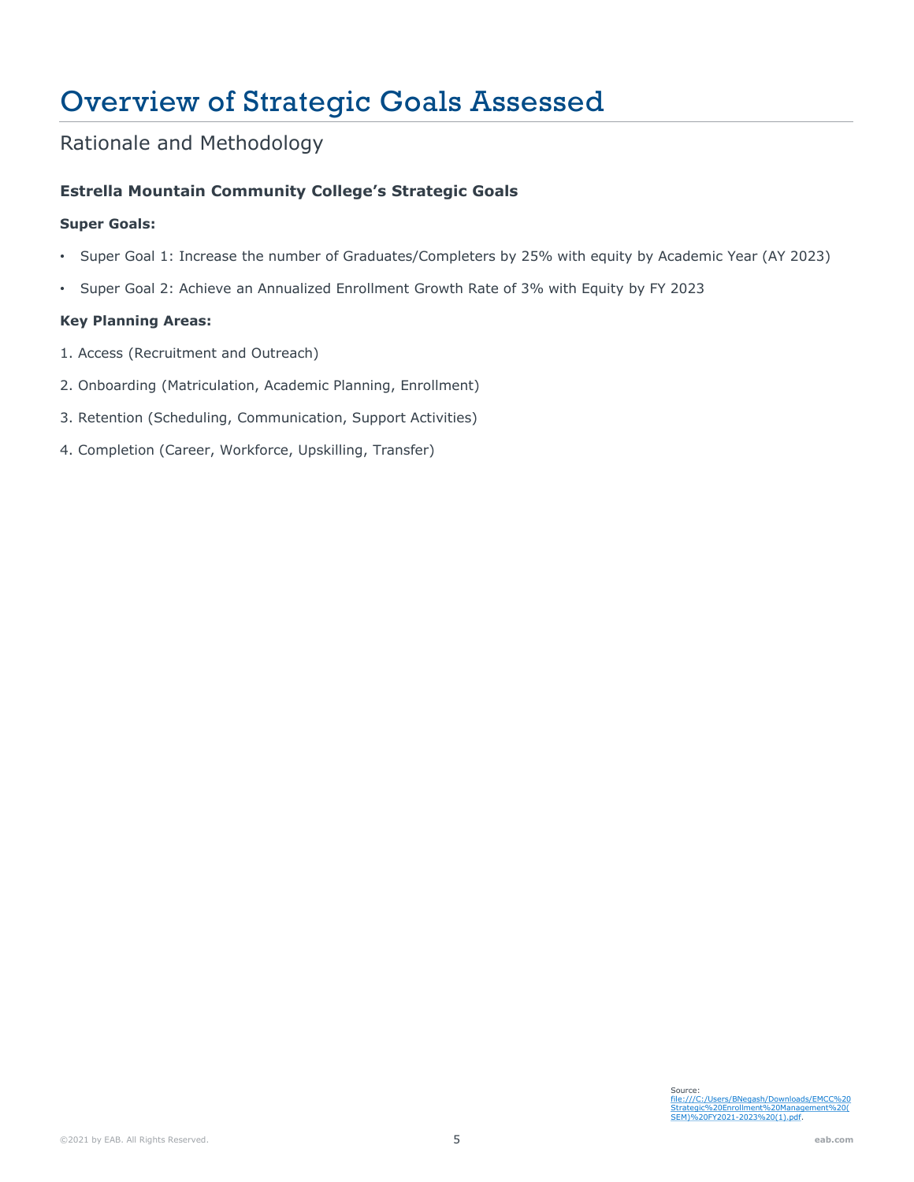# Overview of Strategic Goals Assessed

## Rationale and Methodology

### Estrella Mountain Community College's Strategic Goals

**Super Goals:**

- Super Goal 1: Increase the number of Graduates/Completers by 25% with equity by Academic Year (AY 2023)
- Super Goal 2: Achieve an Annualized Enrollment Growth Rate of 3% with Equity by FY 2023

**Key Planning Areas:**

1. Access (Recruitment and Outreach)
2. Onboarding (Matriculation, Academic Planning, Enrollment)
3. Retention (Scheduling, Communication, Support Activities)
4. Completion (Career, Workforce, Upskilling, Transfer)

Source: file:///C:/Users/BNegash/Downloads/EMCC%20Strategic%20Enrollment%20Management%20(SEM)%20FY2021-2023%20(1).pdf.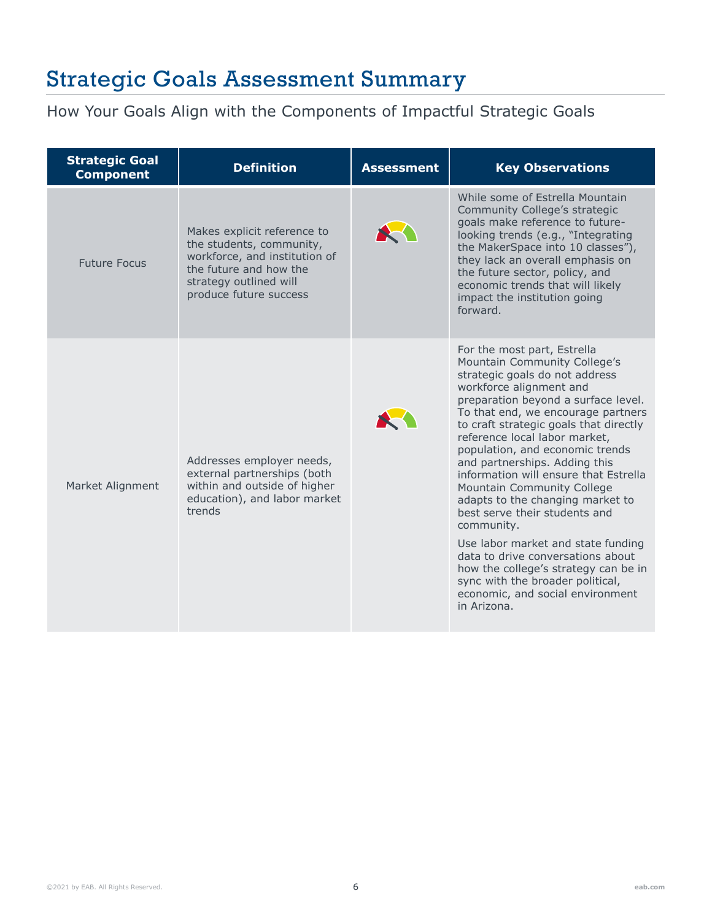# Strategic Goals Assessment Summary

## How Your Goals Align with the Components of Impactful Strategic Goals

| Strategic Goal Component | Definition | Assessment | Key Observations |
| --- | --- | --- | --- |
| Future Focus | Makes explicit reference to the students, community, workforce, and institution of the future and how the strategy outlined will produce future success | | While some of Estrella Mountain Community College's strategic goals make reference to future-looking trends (e.g., "Integrating the MakerSpace into 10 classes"), they lack an overall emphasis on the future sector, policy, and economic trends that will likely impact the institution going forward. |
| Market Alignment | Addresses employer needs, external partnerships (both within and outside of higher education), and labor market trends | | For the most part, Estrella Mountain Community College's strategic goals do not address workforce alignment and preparation beyond a surface level. To that end, we encourage partners to craft strategic goals that directly reference local labor market, population, and economic trends and partnerships. Adding this information will ensure that Estrella Mountain Community College adapts to the changing market to best serve their students and community.<br><br>Use labor market and state funding data to drive conversations about how the college's strategy can be in sync with the broader political, economic, and social environment in Arizona. |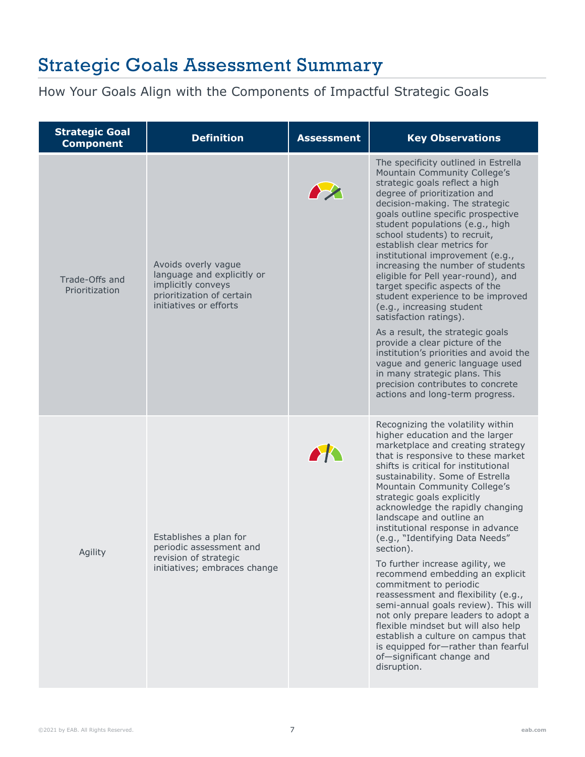# Strategic Goals Assessment Summary

How Your Goals Align with the Components of Impactful Strategic Goals

| Strategic Goal Component | Definition | Assessment | Key Observations |
|---|---|---|---|
| Trade-Offs and Prioritization | Avoids overly vague language and explicitly or implicitly conveys prioritization of certain initiatives or efforts | | The specificity outlined in Estrella Mountain Community College's strategic goals reflect a high degree of prioritization and decision-making. The strategic goals outline specific prospective student populations (e.g., high school students) to recruit, establish clear metrics for institutional improvement (e.g., increasing the number of students eligible for Pell year-round), and target specific aspects of the student experience to be improved (e.g., increasing student satisfaction ratings). As a result, the strategic goals provide a clear picture of the institution's priorities and avoid the vague and generic language used in many strategic plans. This precision contributes to concrete actions and long-term progress. |
| Agility | Establishes a plan for periodic assessment and revision of strategic initiatives; embraces change | | Recognizing the volatility within higher education and the larger marketplace and creating strategy that is responsive to these market shifts is critical for institutional sustainability. Some of Estrella Mountain Community College's strategic goals explicitly acknowledge the rapidly changing landscape and outline an institutional response in advance (e.g., "Identifying Data Needs" section). To further increase agility, we recommend embedding an explicit commitment to periodic reassessment and flexibility (e.g., semi-annual goals review). This will not only prepare leaders to adopt a flexible mindset but will also help establish a culture on campus that is equipped for—rather than fearful of—significant change and disruption. |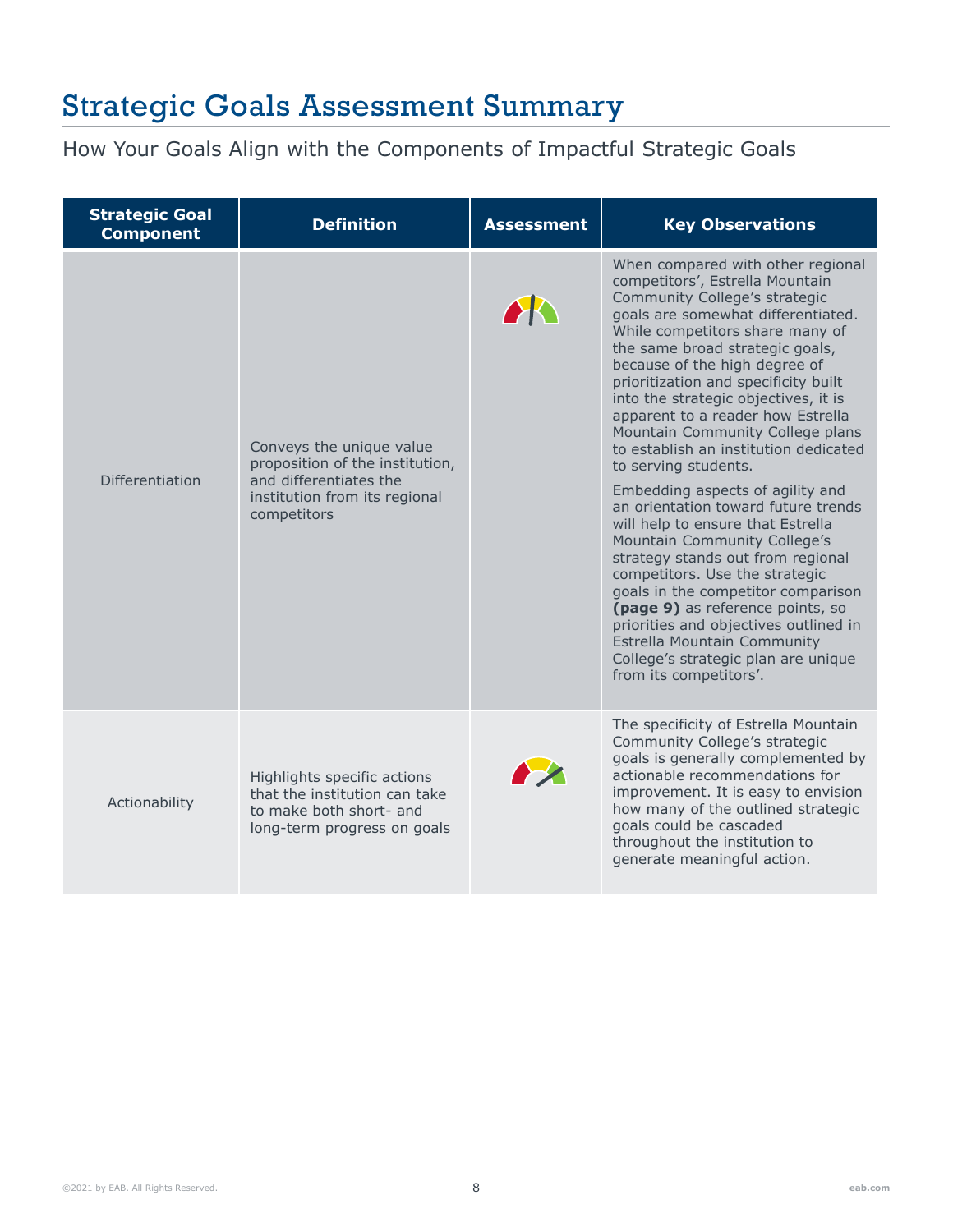# Strategic Goals Assessment Summary

How Your Goals Align with the Components of Impactful Strategic Goals

| Strategic Goal Component | Definition | Assessment | Key Observations |
|---|---|---|---|
| Differentiation | Conveys the unique value proposition of the institution, and differentiates the institution from its regional competitors | | When compared with other regional competitors', Estrella Mountain Community College's strategic goals are somewhat differentiated. While competitors share many of the same broad strategic goals, because of the high degree of prioritization and specificity built into the strategic objectives, it is apparent to a reader how Estrella Mountain Community College plans to establish an institution dedicated to serving students.<br><br>Embedding aspects of agility and an orientation toward future trends will help to ensure that Estrella Mountain Community College's strategy stands out from regional competitors. Use the strategic goals in the competitor comparison **(page 9)** as reference points, so priorities and objectives outlined in Estrella Mountain Community College's strategic plan are unique from its competitors'. |
| Actionability | Highlights specific actions that the institution can take to make both short- and long-term progress on goals | | The specificity of Estrella Mountain Community College's strategic goals is generally complemented by actionable recommendations for improvement. It is easy to envision how many of the outlined strategic goals could be cascaded throughout the institution to generate meaningful action. |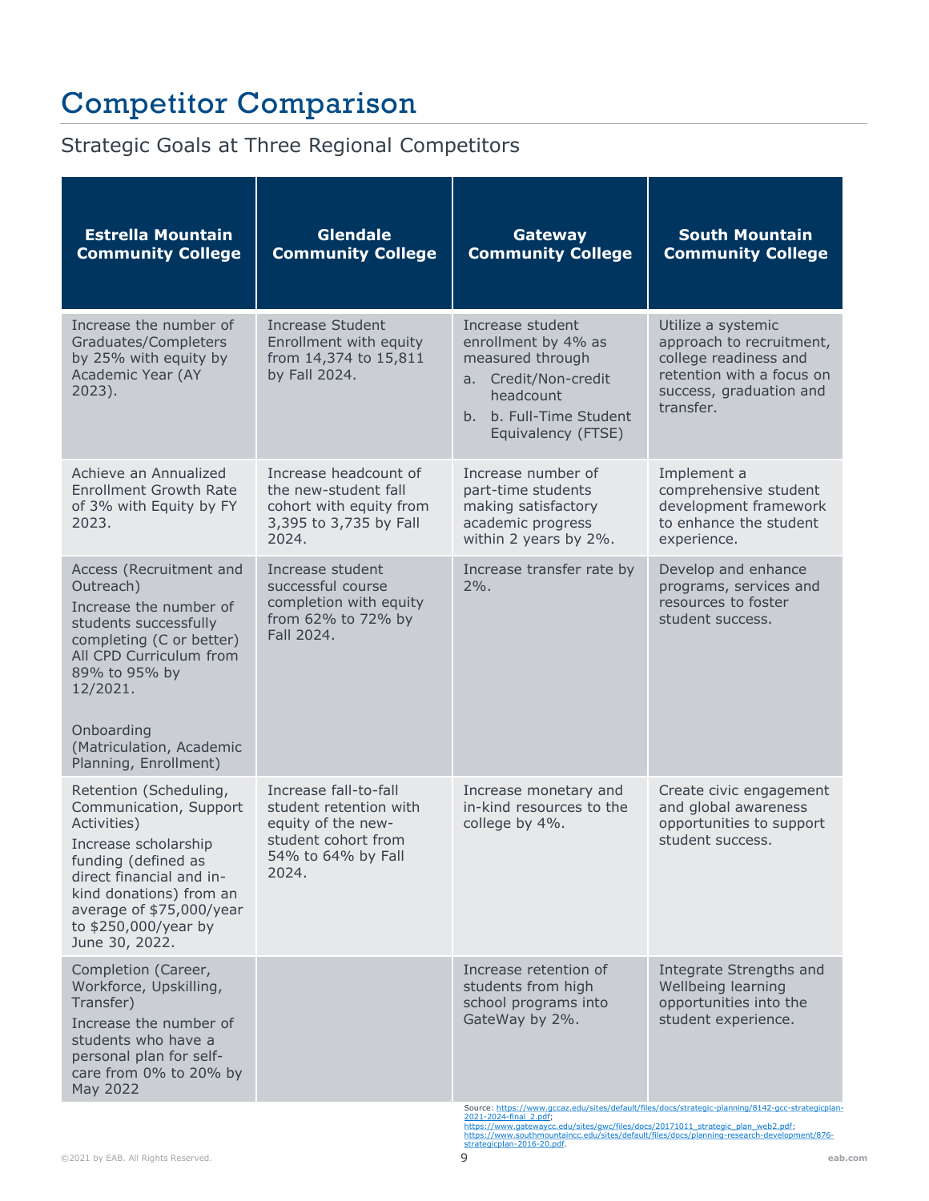# Competitor Comparison

## Strategic Goals at Three Regional Competitors

| Estrella Mountain Community College | Glendale Community College | Gateway Community College | South Mountain Community College |
|---|---|---|---|
| Increase the number of Graduates/Completers by 25% with equity by Academic Year (AY 2023). | Increase Student Enrollment with equity from 14,374 to 15,811 by Fall 2024. | Increase student enrollment by 4% as measured through<br>a. Credit/Non-credit headcount<br>b. b. Full-Time Student Equivalency (FTSE) | Utilize a systemic approach to recruitment, college readiness and retention with a focus on success, graduation and transfer. |
| Achieve an Annualized Enrollment Growth Rate of 3% with Equity by FY 2023. | Increase headcount of the new-student fall cohort with equity from 3,395 to 3,735 by Fall 2024. | Increase number of part-time students making satisfactory academic progress within 2 years by 2%. | Implement a comprehensive student development framework to enhance the student experience. |
| Access (Recruitment and Outreach)<br>Increase the number of students successfully completing (C or better) All CPD Curriculum from 89% to 95% by 12/2021.<br><br>Onboarding (Matriculation, Academic Planning, Enrollment) | Increase student successful course completion with equity from 62% to 72% by Fall 2024. | Increase transfer rate by 2%. | Develop and enhance programs, services and resources to foster student success. |
| Retention (Scheduling, Communication, Support Activities)<br>Increase scholarship funding (defined as direct financial and in-kind donations) from an average of $75,000/year to $250,000/year by June 30, 2022. | Increase fall-to-fall student retention with equity of the new-student cohort from 54% to 64% by Fall 2024. | Increase monetary and in-kind resources to the college by 4%. | Create civic engagement and global awareness opportunities to support student success. |
| Completion (Career, Workforce, Upskilling, Transfer)<br>Increase the number of students who have a personal plan for self-care from 0% to 20% by May 2022 | | Increase retention of students from high school programs into GateWay by 2%. | Integrate Strengths and Wellbeing learning opportunities into the student experience. |

Source: https://www.gccaz.edu/sites/default/files/docs/strategic-planning/8142-gcc-strategicplan-2021-2024-final_2.pdf; https://www.gatewaycc.edu/sites/gwc/files/docs/20171011_strategic_plan_web2.pdf; https://www.southmountaincc.edu/sites/default/files/docs/planning-research-development/876-strategicplan-2016-20.pdf.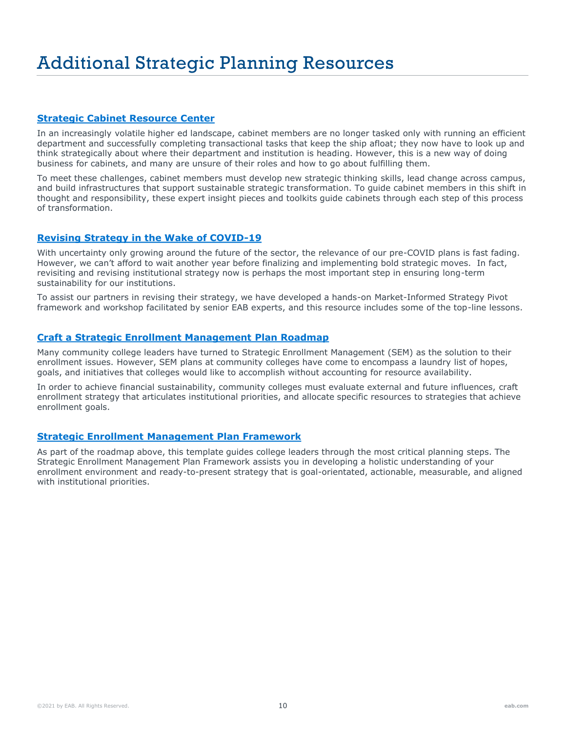# Additional Strategic Planning Resources

## Strategic Cabinet Resource Center

In an increasingly volatile higher ed landscape, cabinet members are no longer tasked only with running an efficient department and successfully completing transactional tasks that keep the ship afloat; they now have to look up and think strategically about where their department and institution is heading. However, this is a new way of doing business for cabinets, and many are unsure of their roles and how to go about fulfilling them.

To meet these challenges, cabinet members must develop new strategic thinking skills, lead change across campus, and build infrastructures that support sustainable strategic transformation. To guide cabinet members in this shift in thought and responsibility, these expert insight pieces and toolkits guide cabinets through each step of this process of transformation.

## Revising Strategy in the Wake of COVID-19

With uncertainty only growing around the future of the sector, the relevance of our pre-COVID plans is fast fading. However, we can't afford to wait another year before finalizing and implementing bold strategic moves. In fact, revisiting and revising institutional strategy now is perhaps the most important step in ensuring long-term sustainability for our institutions.

To assist our partners in revising their strategy, we have developed a hands-on Market-Informed Strategy Pivot framework and workshop facilitated by senior EAB experts, and this resource includes some of the top-line lessons.

## Craft a Strategic Enrollment Management Plan Roadmap

Many community college leaders have turned to Strategic Enrollment Management (SEM) as the solution to their enrollment issues. However, SEM plans at community colleges have come to encompass a laundry list of hopes, goals, and initiatives that colleges would like to accomplish without accounting for resource availability.

In order to achieve financial sustainability, community colleges must evaluate external and future influences, craft enrollment strategy that articulates institutional priorities, and allocate specific resources to strategies that achieve enrollment goals.

## Strategic Enrollment Management Plan Framework

As part of the roadmap above, this template guides college leaders through the most critical planning steps. The Strategic Enrollment Management Plan Framework assists you in developing a holistic understanding of your enrollment environment and ready-to-present strategy that is goal-orientated, actionable, measurable, and aligned with institutional priorities.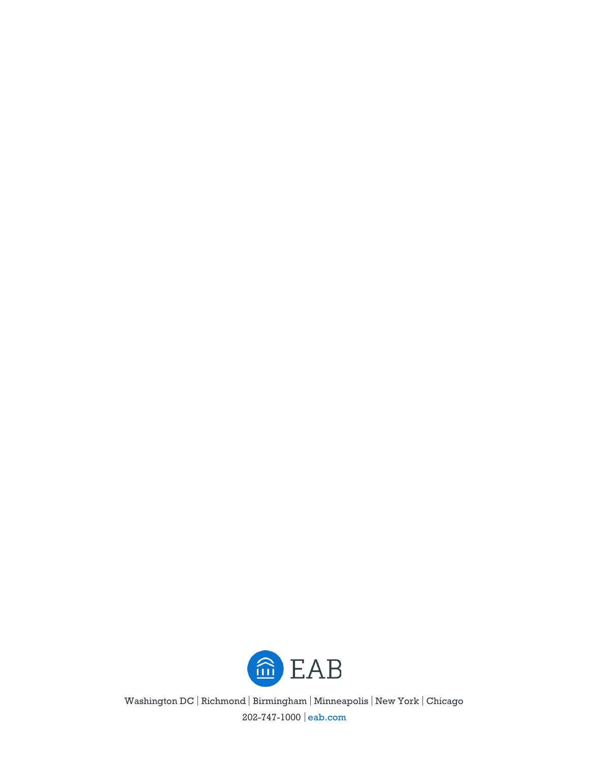EAB

Washington DC | Richmond | Birmingham | Minneapolis | New York | Chicago

202-747-1000 | eab.com